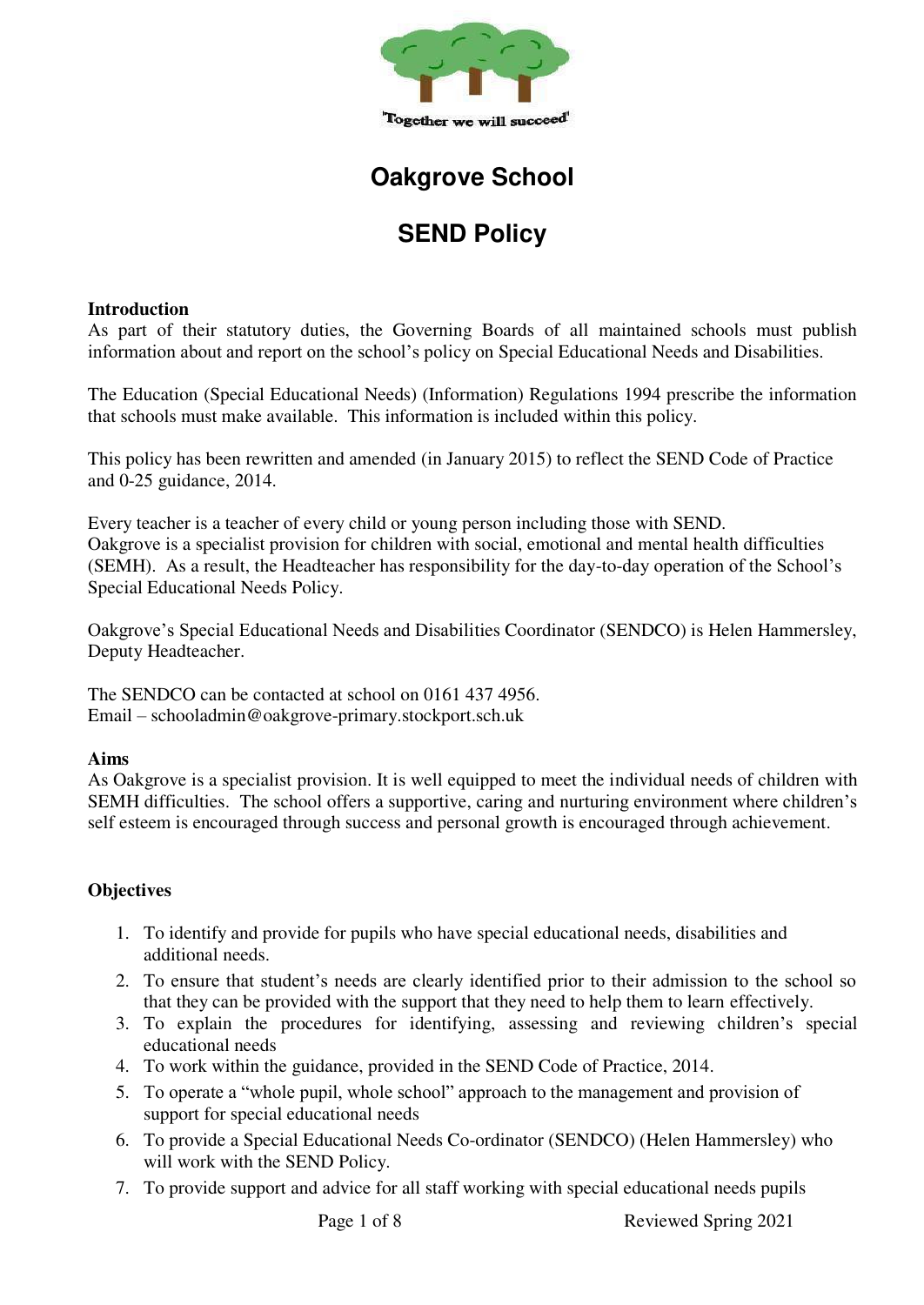'Together we will succeed'

# Oakgrove School

## SEND Policy

**Introduction**
As part of their statutory duties, the Governing Boards of all maintained schools must publish information about and report on the school's policy on Special Educational Needs and Disabilities.

The Education (Special Educational Needs) (Information) Regulations 1994 prescribe the information that schools must make available. This information is included within this policy.

This policy has been rewritten and amended (in January 2015) to reflect the SEND Code of Practice and 0-25 guidance, 2014.

Every teacher is a teacher of every child or young person including those with SEND.
Oakgrove is a specialist provision for children with social, emotional and mental health difficulties (SEMH). As a result, the Headteacher has responsibility for the day-to-day operation of the School's Special Educational Needs Policy.

Oakgrove's Special Educational Needs and Disabilities Coordinator (SENDCO) is Helen Hammersley, Deputy Headteacher.

The SENDCO can be contacted at school on 0161 437 4956.
Email – schooladmin@oakgrove-primary.stockport.sch.uk

**Aims**
As Oakgrove is a specialist provision. It is well equipped to meet the individual needs of children with SEMH difficulties. The school offers a supportive, caring and nurturing environment where children's self esteem is encouraged through success and personal growth is encouraged through achievement.

**Objectives**

1. To identify and provide for pupils who have special educational needs, disabilities and additional needs.
2. To ensure that student's needs are clearly identified prior to their admission to the school so that they can be provided with the support that they need to help them to learn effectively.
3. To explain the procedures for identifying, assessing and reviewing children's special educational needs
4. To work within the guidance, provided in the SEND Code of Practice, 2014.
5. To operate a "whole pupil, whole school" approach to the management and provision of support for special educational needs
6. To provide a Special Educational Needs Co-ordinator (SENDCO) (Helen Hammersley) who will work with the SEND Policy.
7. To provide support and advice for all staff working with special educational needs pupils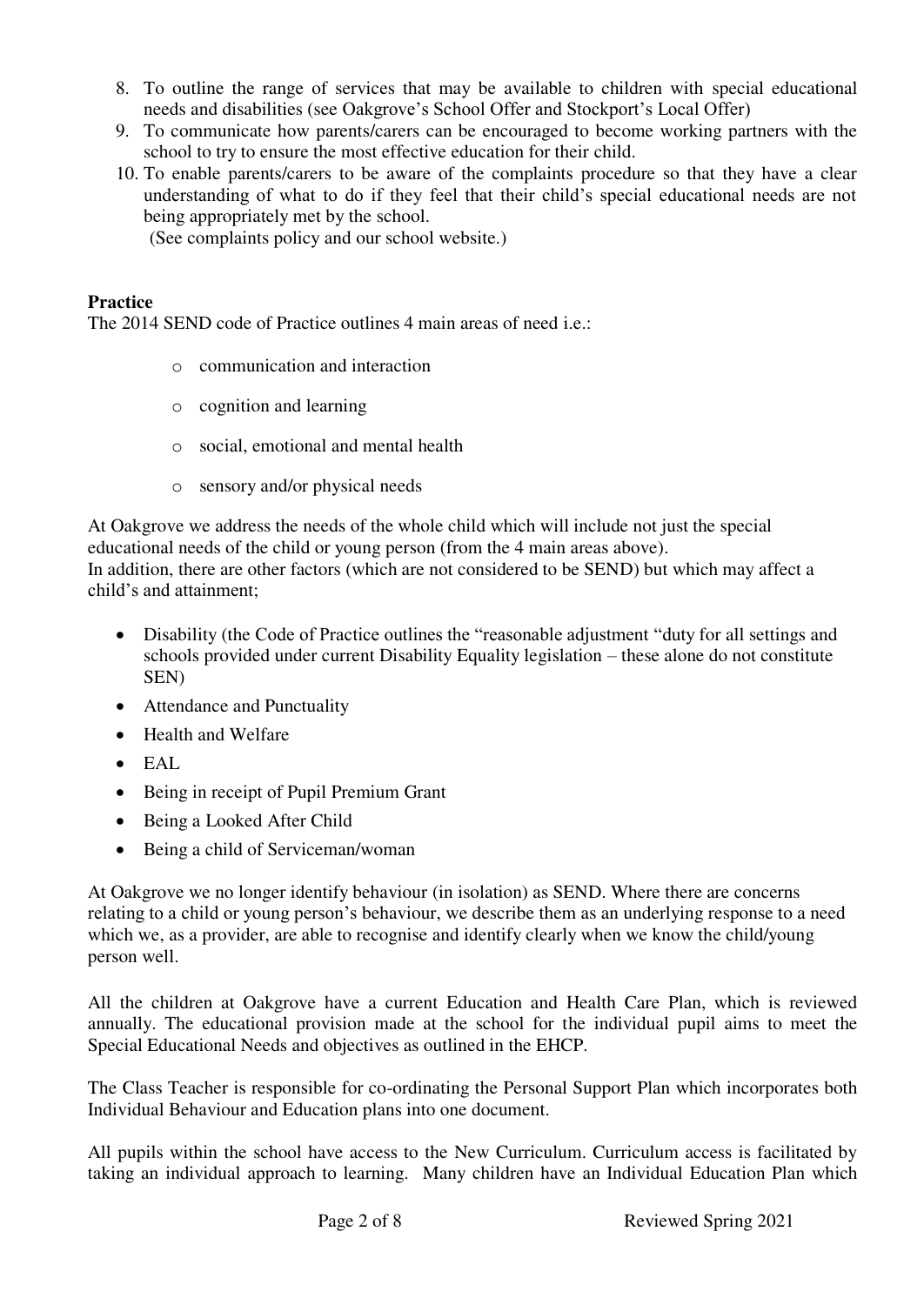8. To outline the range of services that may be available to children with special educational needs and disabilities (see Oakgrove's School Offer and Stockport's Local Offer)
9. To communicate how parents/carers can be encouraged to become working partners with the school to try to ensure the most effective education for their child.
10. To enable parents/carers to be aware of the complaints procedure so that they have a clear understanding of what to do if they feel that their child's special educational needs are not being appropriately met by the school.
    (See complaints policy and our school website.)

**Practice**

The 2014 SEND code of Practice outlines 4 main areas of need i.e.:

- communication and interaction
- cognition and learning
- social, emotional and mental health
- sensory and/or physical needs

At Oakgrove we address the needs of the whole child which will include not just the special educational needs of the child or young person (from the 4 main areas above).
In addition, there are other factors (which are not considered to be SEND) but which may affect a child's and attainment;

- Disability (the Code of Practice outlines the "reasonable adjustment "duty for all settings and schools provided under current Disability Equality legislation – these alone do not constitute SEN)
- Attendance and Punctuality
- Health and Welfare
- EAL
- Being in receipt of Pupil Premium Grant
- Being a Looked After Child
- Being a child of Serviceman/woman

At Oakgrove we no longer identify behaviour (in isolation) as SEND. Where there are concerns relating to a child or young person's behaviour, we describe them as an underlying response to a need which we, as a provider, are able to recognise and identify clearly when we know the child/young person well.

All the children at Oakgrove have a current Education and Health Care Plan, which is reviewed annually. The educational provision made at the school for the individual pupil aims to meet the Special Educational Needs and objectives as outlined in the EHCP.

The Class Teacher is responsible for co-ordinating the Personal Support Plan which incorporates both Individual Behaviour and Education plans into one document.

All pupils within the school have access to the New Curriculum. Curriculum access is facilitated by taking an individual approach to learning. Many children have an Individual Education Plan which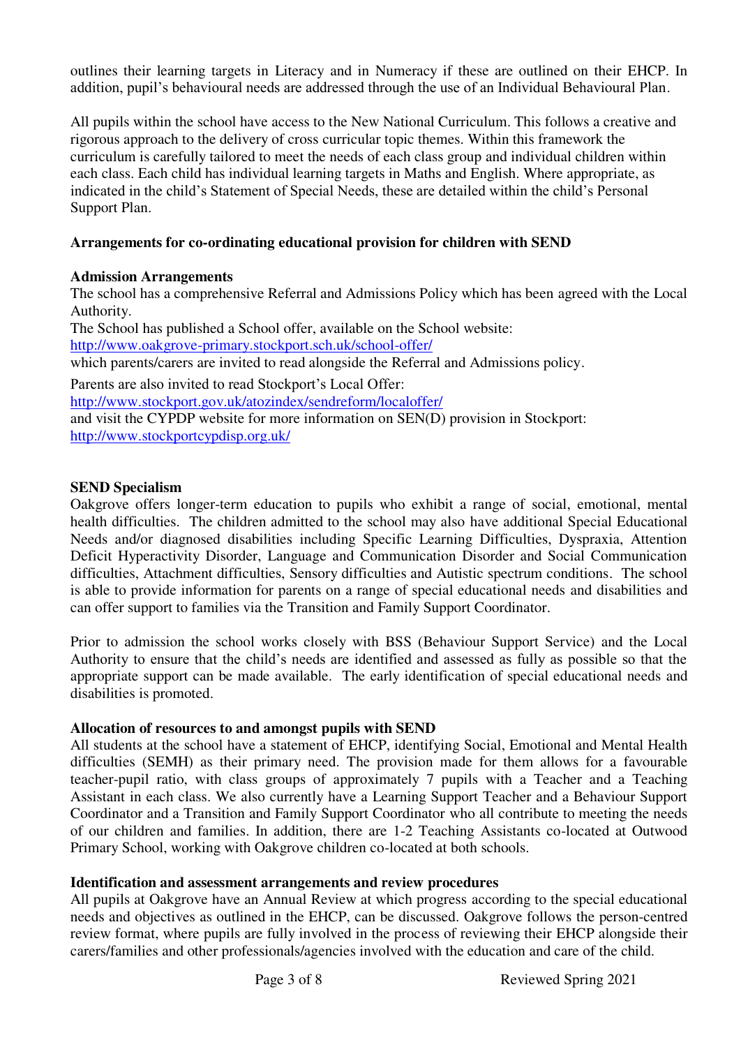outlines their learning targets in Literacy and in Numeracy if these are outlined on their EHCP. In addition, pupil's behavioural needs are addressed through the use of an Individual Behavioural Plan.

All pupils within the school have access to the New National Curriculum. This follows a creative and rigorous approach to the delivery of cross curricular topic themes. Within this framework the curriculum is carefully tailored to meet the needs of each class group and individual children within each class. Each child has individual learning targets in Maths and English. Where appropriate, as indicated in the child's Statement of Special Needs, these are detailed within the child's Personal Support Plan.

**Arrangements for co-ordinating educational provision for children with SEND**

**Admission Arrangements**

The school has a comprehensive Referral and Admissions Policy which has been agreed with the Local Authority.

The School has published a School offer, available on the School website:
http://www.oakgrove-primary.stockport.sch.uk/school-offer/
which parents/carers are invited to read alongside the Referral and Admissions policy.

Parents are also invited to read Stockport's Local Offer:
http://www.stockport.gov.uk/atozindex/sendreform/localoffer/
and visit the CYPDP website for more information on SEN(D) provision in Stockport:
http://www.stockportcypdisp.org.uk/

**SEND Specialism**

Oakgrove offers longer-term education to pupils who exhibit a range of social, emotional, mental health difficulties. The children admitted to the school may also have additional Special Educational Needs and/or diagnosed disabilities including Specific Learning Difficulties, Dyspraxia, Attention Deficit Hyperactivity Disorder, Language and Communication Disorder and Social Communication difficulties, Attachment difficulties, Sensory difficulties and Autistic spectrum conditions. The school is able to provide information for parents on a range of special educational needs and disabilities and can offer support to families via the Transition and Family Support Coordinator.

Prior to admission the school works closely with BSS (Behaviour Support Service) and the Local Authority to ensure that the child's needs are identified and assessed as fully as possible so that the appropriate support can be made available. The early identification of special educational needs and disabilities is promoted.

**Allocation of resources to and amongst pupils with SEND**

All students at the school have a statement of EHCP, identifying Social, Emotional and Mental Health difficulties (SEMH) as their primary need. The provision made for them allows for a favourable teacher-pupil ratio, with class groups of approximately 7 pupils with a Teacher and a Teaching Assistant in each class. We also currently have a Learning Support Teacher and a Behaviour Support Coordinator and a Transition and Family Support Coordinator who all contribute to meeting the needs of our children and families. In addition, there are 1-2 Teaching Assistants co-located at Outwood Primary School, working with Oakgrove children co-located at both schools.

**Identification and assessment arrangements and review procedures**

All pupils at Oakgrove have an Annual Review at which progress according to the special educational needs and objectives as outlined in the EHCP, can be discussed. Oakgrove follows the person-centred review format, where pupils are fully involved in the process of reviewing their EHCP alongside their carers/families and other professionals/agencies involved with the education and care of the child.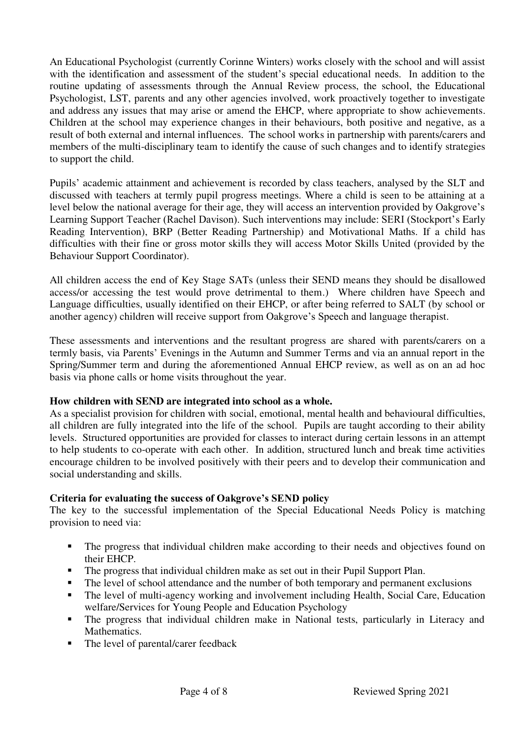An Educational Psychologist (currently Corinne Winters) works closely with the school and will assist with the identification and assessment of the student's special educational needs. In addition to the routine updating of assessments through the Annual Review process, the school, the Educational Psychologist, LST, parents and any other agencies involved, work proactively together to investigate and address any issues that may arise or amend the EHCP, where appropriate to show achievements. Children at the school may experience changes in their behaviours, both positive and negative, as a result of both external and internal influences. The school works in partnership with parents/carers and members of the multi-disciplinary team to identify the cause of such changes and to identify strategies to support the child.

Pupils' academic attainment and achievement is recorded by class teachers, analysed by the SLT and discussed with teachers at termly pupil progress meetings. Where a child is seen to be attaining at a level below the national average for their age, they will access an intervention provided by Oakgrove's Learning Support Teacher (Rachel Davison). Such interventions may include: SERI (Stockport's Early Reading Intervention), BRP (Better Reading Partnership) and Motivational Maths. If a child has difficulties with their fine or gross motor skills they will access Motor Skills United (provided by the Behaviour Support Coordinator).

All children access the end of Key Stage SATs (unless their SEND means they should be disallowed access/or accessing the test would prove detrimental to them.) Where children have Speech and Language difficulties, usually identified on their EHCP, or after being referred to SALT (by school or another agency) children will receive support from Oakgrove's Speech and language therapist.

These assessments and interventions and the resultant progress are shared with parents/carers on a termly basis, via Parents' Evenings in the Autumn and Summer Terms and via an annual report in the Spring/Summer term and during the aforementioned Annual EHCP review, as well as on an ad hoc basis via phone calls or home visits throughout the year.

**How children with SEND are integrated into school as a whole.**

As a specialist provision for children with social, emotional, mental health and behavioural difficulties, all children are fully integrated into the life of the school. Pupils are taught according to their ability levels. Structured opportunities are provided for classes to interact during certain lessons in an attempt to help students to co-operate with each other. In addition, structured lunch and break time activities encourage children to be involved positively with their peers and to develop their communication and social understanding and skills.

**Criteria for evaluating the success of Oakgrove's SEND policy**

The key to the successful implementation of the Special Educational Needs Policy is matching provision to need via:

- The progress that individual children make according to their needs and objectives found on their EHCP.
- The progress that individual children make as set out in their Pupil Support Plan.
- The level of school attendance and the number of both temporary and permanent exclusions
- The level of multi-agency working and involvement including Health, Social Care, Education welfare/Services for Young People and Education Psychology
- The progress that individual children make in National tests, particularly in Literacy and Mathematics.
- The level of parental/carer feedback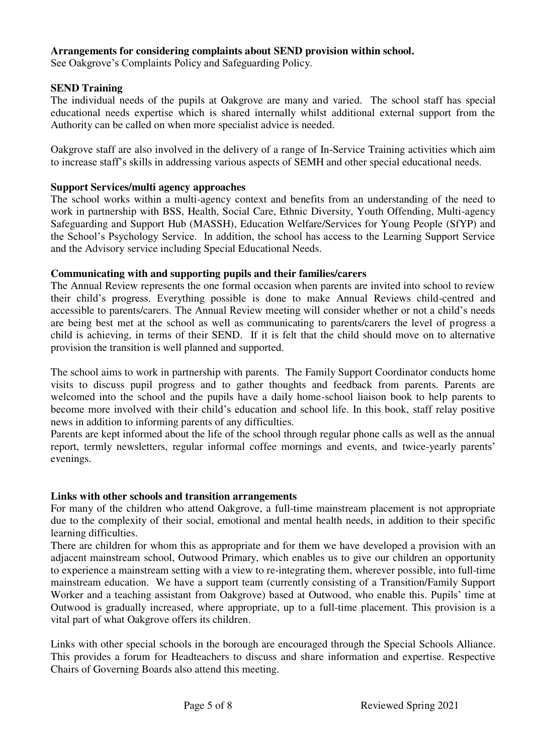**Arrangements for considering complaints about SEND provision within school.**
See Oakgrove's Complaints Policy and Safeguarding Policy.

**SEND Training**

The individual needs of the pupils at Oakgrove are many and varied. The school staff has special educational needs expertise which is shared internally whilst additional external support from the Authority can be called on when more specialist advice is needed.

Oakgrove staff are also involved in the delivery of a range of In-Service Training activities which aim to increase staff's skills in addressing various aspects of SEMH and other special educational needs.

**Support Services/multi agency approaches**

The school works within a multi-agency context and benefits from an understanding of the need to work in partnership with BSS, Health, Social Care, Ethnic Diversity, Youth Offending, Multi-agency Safeguarding and Support Hub (MASSH), Education Welfare/Services for Young People (SfYP) and the School's Psychology Service. In addition, the school has access to the Learning Support Service and the Advisory service including Special Educational Needs.

**Communicating with and supporting pupils and their families/carers**

The Annual Review represents the one formal occasion when parents are invited into school to review their child's progress. Everything possible is done to make Annual Reviews child-centred and accessible to parents/carers. The Annual Review meeting will consider whether or not a child's needs are being best met at the school as well as communicating to parents/carers the level of progress a child is achieving, in terms of their SEND. If it is felt that the child should move on to alternative provision the transition is well planned and supported.

The school aims to work in partnership with parents. The Family Support Coordinator conducts home visits to discuss pupil progress and to gather thoughts and feedback from parents. Parents are welcomed into the school and the pupils have a daily home-school liaison book to help parents to become more involved with their child's education and school life. In this book, staff relay positive news in addition to informing parents of any difficulties.
Parents are kept informed about the life of the school through regular phone calls as well as the annual report, termly newsletters, regular informal coffee mornings and events, and twice-yearly parents' evenings.

**Links with other schools and transition arrangements**

For many of the children who attend Oakgrove, a full-time mainstream placement is not appropriate due to the complexity of their social, emotional and mental health needs, in addition to their specific learning difficulties.
There are children for whom this as appropriate and for them we have developed a provision with an adjacent mainstream school, Outwood Primary, which enables us to give our children an opportunity to experience a mainstream setting with a view to re-integrating them, wherever possible, into full-time mainstream education. We have a support team (currently consisting of a Transition/Family Support Worker and a teaching assistant from Oakgrove) based at Outwood, who enable this. Pupils' time at Outwood is gradually increased, where appropriate, up to a full-time placement. This provision is a vital part of what Oakgrove offers its children.

Links with other special schools in the borough are encouraged through the Special Schools Alliance. This provides a forum for Headteachers to discuss and share information and expertise. Respective Chairs of Governing Boards also attend this meeting.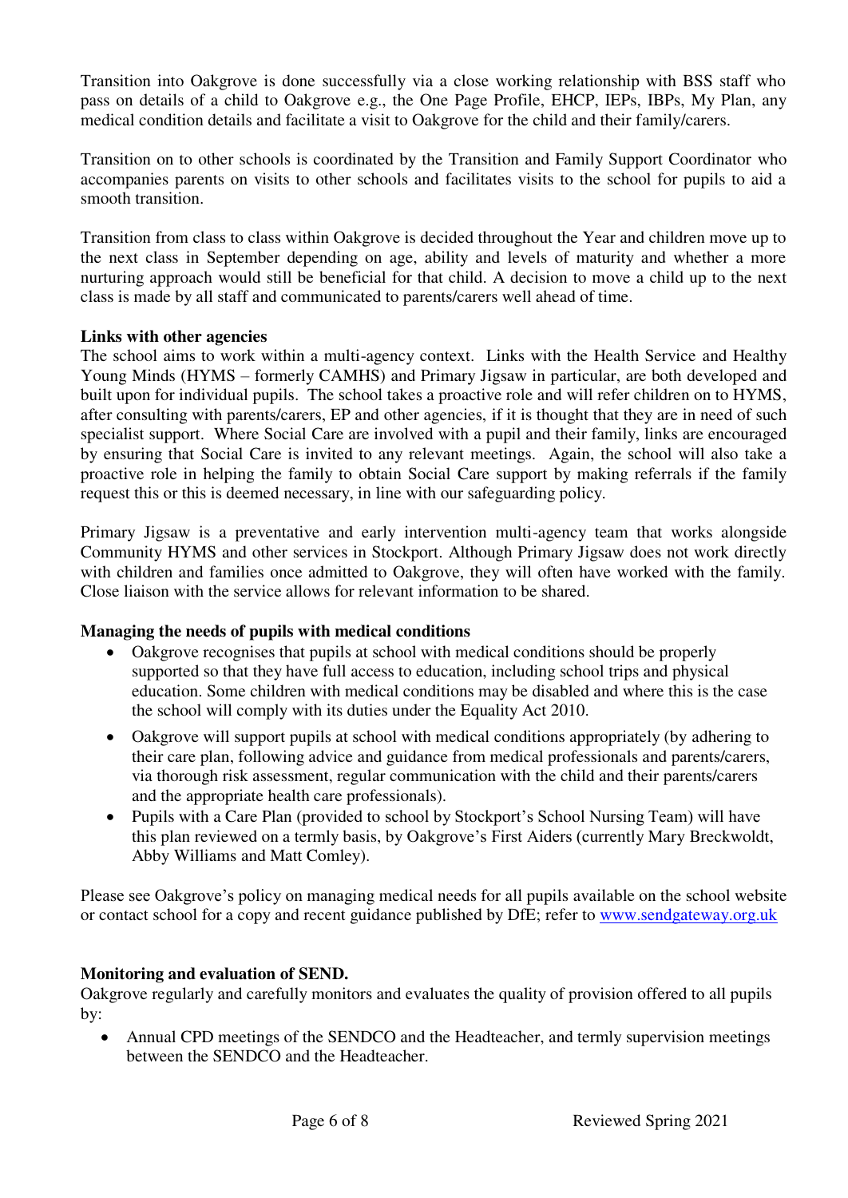Transition into Oakgrove is done successfully via a close working relationship with BSS staff who pass on details of a child to Oakgrove e.g., the One Page Profile, EHCP, IEPs, IBPs, My Plan, any medical condition details and facilitate a visit to Oakgrove for the child and their family/carers.

Transition on to other schools is coordinated by the Transition and Family Support Coordinator who accompanies parents on visits to other schools and facilitates visits to the school for pupils to aid a smooth transition.

Transition from class to class within Oakgrove is decided throughout the Year and children move up to the next class in September depending on age, ability and levels of maturity and whether a more nurturing approach would still be beneficial for that child. A decision to move a child up to the next class is made by all staff and communicated to parents/carers well ahead of time.

**Links with other agencies**

The school aims to work within a multi-agency context. Links with the Health Service and Healthy Young Minds (HYMS – formerly CAMHS) and Primary Jigsaw in particular, are both developed and built upon for individual pupils. The school takes a proactive role and will refer children on to HYMS, after consulting with parents/carers, EP and other agencies, if it is thought that they are in need of such specialist support. Where Social Care are involved with a pupil and their family, links are encouraged by ensuring that Social Care is invited to any relevant meetings. Again, the school will also take a proactive role in helping the family to obtain Social Care support by making referrals if the family request this or this is deemed necessary, in line with our safeguarding policy.

Primary Jigsaw is a preventative and early intervention multi-agency team that works alongside Community HYMS and other services in Stockport. Although Primary Jigsaw does not work directly with children and families once admitted to Oakgrove, they will often have worked with the family. Close liaison with the service allows for relevant information to be shared.

**Managing the needs of pupils with medical conditions**

- Oakgrove recognises that pupils at school with medical conditions should be properly supported so that they have full access to education, including school trips and physical education. Some children with medical conditions may be disabled and where this is the case the school will comply with its duties under the Equality Act 2010.
- Oakgrove will support pupils at school with medical conditions appropriately (by adhering to their care plan, following advice and guidance from medical professionals and parents/carers, via thorough risk assessment, regular communication with the child and their parents/carers and the appropriate health care professionals).
- Pupils with a Care Plan (provided to school by Stockport's School Nursing Team) will have this plan reviewed on a termly basis, by Oakgrove's First Aiders (currently Mary Breckwoldt, Abby Williams and Matt Comley).

Please see Oakgrove's policy on managing medical needs for all pupils available on the school website or contact school for a copy and recent guidance published by DfE; refer to [www.sendgateway.org.uk](http://www.sendgateway.org.uk)

**Monitoring and evaluation of SEND.**

Oakgrove regularly and carefully monitors and evaluates the quality of provision offered to all pupils by:

- Annual CPD meetings of the SENDCO and the Headteacher, and termly supervision meetings between the SENDCO and the Headteacher.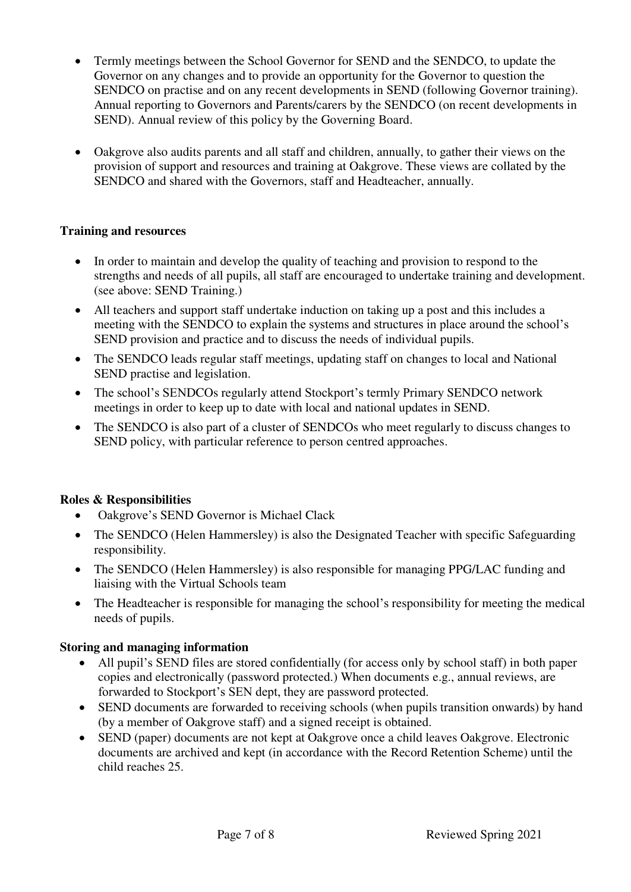- Termly meetings between the School Governor for SEND and the SENDCO, to update the Governor on any changes and to provide an opportunity for the Governor to question the SENDCO on practise and on any recent developments in SEND (following Governor training). Annual reporting to Governors and Parents/carers by the SENDCO (on recent developments in SEND). Annual review of this policy by the Governing Board.
- Oakgrove also audits parents and all staff and children, annually, to gather their views on the provision of support and resources and training at Oakgrove. These views are collated by the SENDCO and shared with the Governors, staff and Headteacher, annually.

**Training and resources**

- In order to maintain and develop the quality of teaching and provision to respond to the strengths and needs of all pupils, all staff are encouraged to undertake training and development. (see above: SEND Training.)
- All teachers and support staff undertake induction on taking up a post and this includes a meeting with the SENDCO to explain the systems and structures in place around the school's SEND provision and practice and to discuss the needs of individual pupils.
- The SENDCO leads regular staff meetings, updating staff on changes to local and National SEND practise and legislation.
- The school's SENDCOs regularly attend Stockport's termly Primary SENDCO network meetings in order to keep up to date with local and national updates in SEND.
- The SENDCO is also part of a cluster of SENDCOs who meet regularly to discuss changes to SEND policy, with particular reference to person centred approaches.

**Roles & Responsibilities**

- Oakgrove's SEND Governor is Michael Clack
- The SENDCO (Helen Hammersley) is also the Designated Teacher with specific Safeguarding responsibility.
- The SENDCO (Helen Hammersley) is also responsible for managing PPG/LAC funding and liaising with the Virtual Schools team
- The Headteacher is responsible for managing the school's responsibility for meeting the medical needs of pupils.

**Storing and managing information**

- All pupil's SEND files are stored confidentially (for access only by school staff) in both paper copies and electronically (password protected.) When documents e.g., annual reviews, are forwarded to Stockport's SEN dept, they are password protected.
- SEND documents are forwarded to receiving schools (when pupils transition onwards) by hand (by a member of Oakgrove staff) and a signed receipt is obtained.
- SEND (paper) documents are not kept at Oakgrove once a child leaves Oakgrove. Electronic documents are archived and kept (in accordance with the Record Retention Scheme) until the child reaches 25.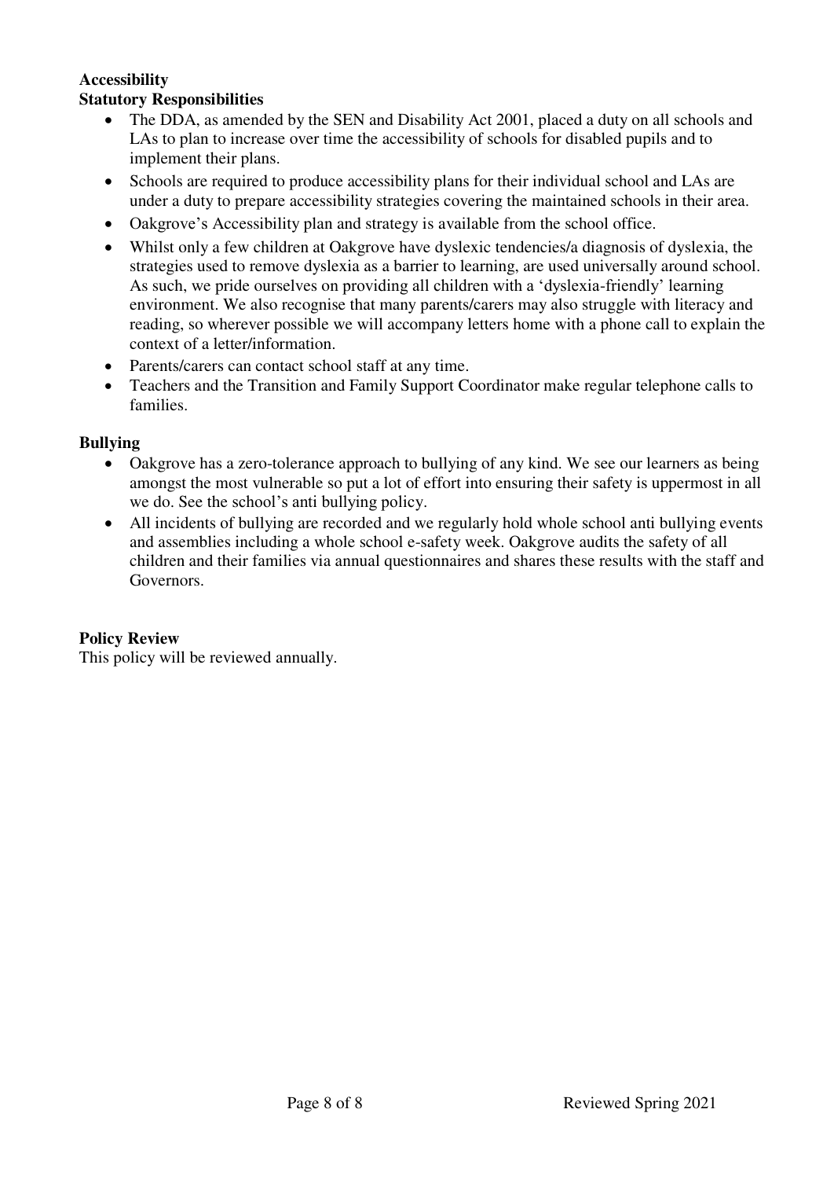**Accessibility**

**Statutory Responsibilities**

- The DDA, as amended by the SEN and Disability Act 2001, placed a duty on all schools and LAs to plan to increase over time the accessibility of schools for disabled pupils and to implement their plans.
- Schools are required to produce accessibility plans for their individual school and LAs are under a duty to prepare accessibility strategies covering the maintained schools in their area.
- Oakgrove's Accessibility plan and strategy is available from the school office.
- Whilst only a few children at Oakgrove have dyslexic tendencies/a diagnosis of dyslexia, the strategies used to remove dyslexia as a barrier to learning, are used universally around school. As such, we pride ourselves on providing all children with a 'dyslexia-friendly' learning environment. We also recognise that many parents/carers may also struggle with literacy and reading, so wherever possible we will accompany letters home with a phone call to explain the context of a letter/information.
- Parents/carers can contact school staff at any time.
- Teachers and the Transition and Family Support Coordinator make regular telephone calls to families.

**Bullying**

- Oakgrove has a zero-tolerance approach to bullying of any kind. We see our learners as being amongst the most vulnerable so put a lot of effort into ensuring their safety is uppermost in all we do. See the school's anti bullying policy.
- All incidents of bullying are recorded and we regularly hold whole school anti bullying events and assemblies including a whole school e-safety week. Oakgrove audits the safety of all children and their families via annual questionnaires and shares these results with the staff and Governors.

**Policy Review**

This policy will be reviewed annually.

Reviewed Spring 2021